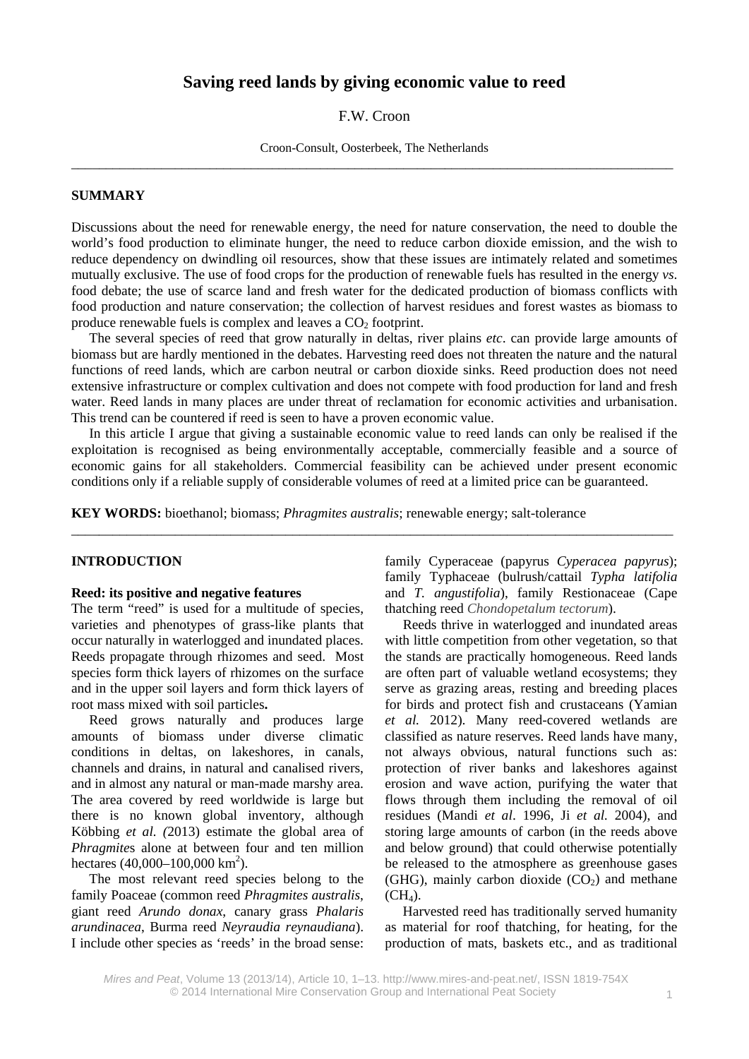# Saving reed lands by giving economic value to reed

F.W. Croon

Croon-Consult, Oosterbeek, The Netherlands

---

## SUMMARY

Discussions about the need for renewable energy, the need for nature conservation, the need to double the world's food production to eliminate hunger, the need to reduce carbon dioxide emission, and the wish to reduce dependency on dwindling oil resources, show that these issues are intimately related and sometimes mutually exclusive. The use of food crops for the production of renewable fuels has resulted in the energy *vs*. food debate; the use of scarce land and fresh water for the dedicated production of biomass conflicts with food production and nature conservation; the collection of harvest residues and forest wastes as biomass to produce renewable fuels is complex and leaves a $CO_2$ footprint.

The several species of reed that grow naturally in deltas, river plains *etc*. can provide large amounts of biomass but are hardly mentioned in the debates. Harvesting reed does not threaten the nature and the natural functions of reed lands, which are carbon neutral or carbon dioxide sinks. Reed production does not need extensive infrastructure or complex cultivation and does not compete with food production for land and fresh water. Reed lands in many places are under threat of reclamation for economic activities and urbanisation. This trend can be countered if reed is seen to have a proven economic value.

In this article I argue that giving a sustainable economic value to reed lands can only be realised if the exploitation is recognised as being environmentally acceptable, commercially feasible and a source of economic gains for all stakeholders. Commercial feasibility can be achieved under present economic conditions only if a reliable supply of considerable volumes of reed at a limited price can be guaranteed.

**KEY WORDS:** bioethanol; biomass; *Phragmites australis*; renewable energy; salt-tolerance

---

## INTRODUCTION

### Reed: its positive and negative features

The term "reed" is used for a multitude of species, varieties and phenotypes of grass-like plants that occur naturally in waterlogged and inundated places. Reeds propagate through rhizomes and seed. Most species form thick layers of rhizomes on the surface and in the upper soil layers and form thick layers of root mass mixed with soil particles**.**

Reed grows naturally and produces large amounts of biomass under diverse climatic conditions in deltas, on lakeshores, in canals, channels and drains, in natural and canalised rivers, and in almost any natural or man-made marshy area. The area covered by reed worldwide is large but there is no known global inventory, although Köbbing *et al. (*2013) estimate the global area of *Phragmite*s alone at between four and ten million hectares (40,000–100,000 km$^2$).

The most relevant reed species belong to the family Poaceae (common reed *Phragmites australis*, giant reed *Arundo donax*, canary grass *Phalaris arundinacea*, Burma reed *Neyraudia reynaudiana*). I include other species as 'reeds' in the broad sense: family Cyperaceae (papyrus *Cyperacea papyrus*); family Typhaceae (bulrush/cattail *Typha latifolia* and *T. angustifolia*), family Restionaceae (Cape thatching reed *Chondopetalum tectorum*).

Reeds thrive in waterlogged and inundated areas with little competition from other vegetation, so that the stands are practically homogeneous. Reed lands are often part of valuable wetland ecosystems; they serve as grazing areas, resting and breeding places for birds and protect fish and crustaceans (Yamian *et al.* 2012). Many reed-covered wetlands are classified as nature reserves. Reed lands have many, not always obvious, natural functions such as: protection of river banks and lakeshores against erosion and wave action, purifying the water that flows through them including the removal of oil residues (Mandi *et al*. 1996, Ji *et al.* 2004), and storing large amounts of carbon (in the reeds above and below ground) that could otherwise potentially be released to the atmosphere as greenhouse gases (GHG), mainly carbon dioxide ($CO_2$) and methane ($CH_4$).

Harvested reed has traditionally served humanity as material for roof thatching, for heating, for the production of mats, baskets etc., and as traditional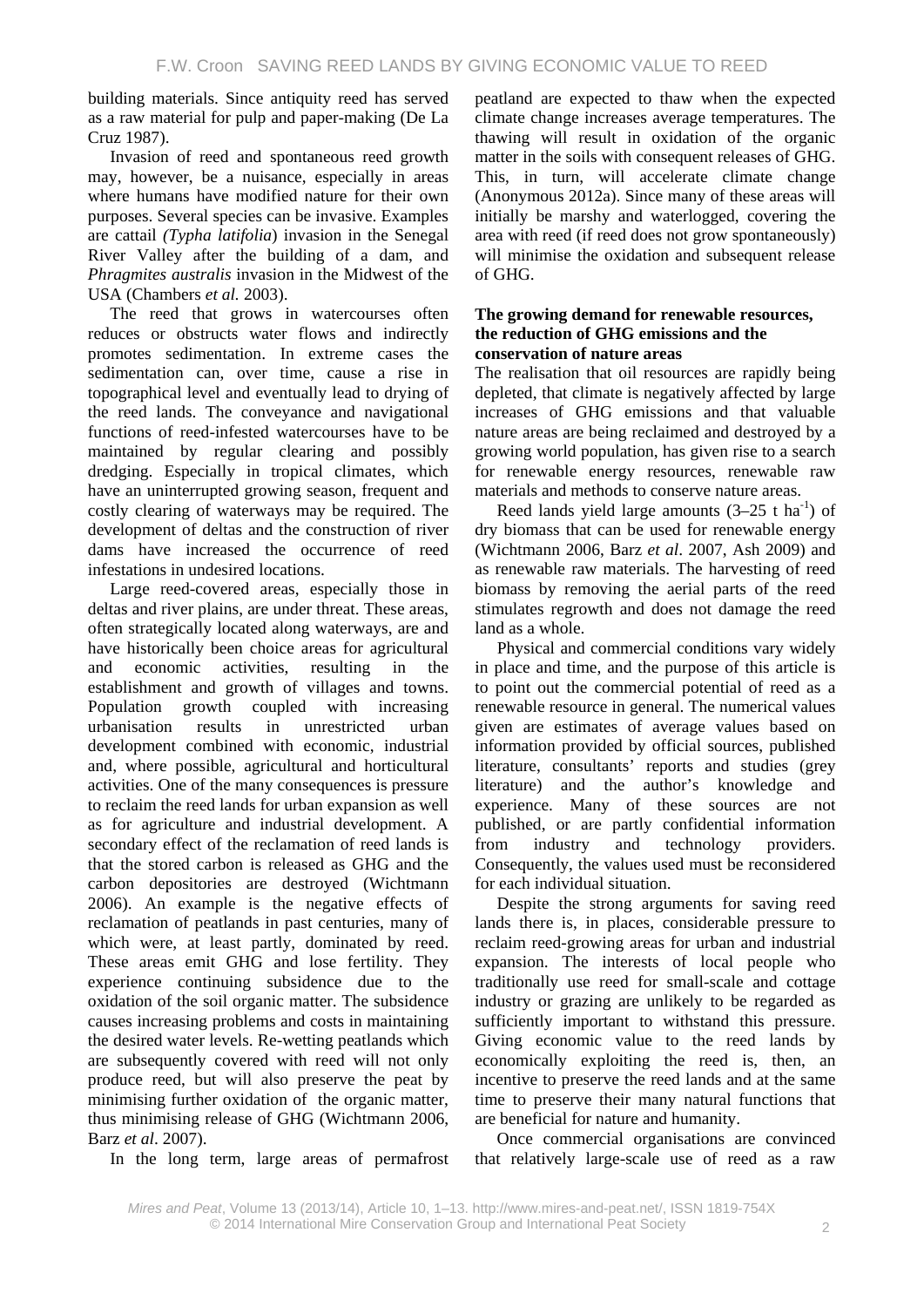building materials. Since antiquity reed has served as a raw material for pulp and paper-making (De La Cruz 1987).

Invasion of reed and spontaneous reed growth may, however, be a nuisance, especially in areas where humans have modified nature for their own purposes. Several species can be invasive. Examples are cattail *(Typha latifolia*) invasion in the Senegal River Valley after the building of a dam, and *Phragmites australis* invasion in the Midwest of the USA (Chambers *et al.* 2003).

The reed that grows in watercourses often reduces or obstructs water flows and indirectly promotes sedimentation. In extreme cases the sedimentation can, over time, cause a rise in topographical level and eventually lead to drying of the reed lands. The conveyance and navigational functions of reed-infested watercourses have to be maintained by regular clearing and possibly dredging. Especially in tropical climates, which have an uninterrupted growing season, frequent and costly clearing of waterways may be required. The development of deltas and the construction of river dams have increased the occurrence of reed infestations in undesired locations.

Large reed-covered areas, especially those in deltas and river plains, are under threat. These areas, often strategically located along waterways, are and have historically been choice areas for agricultural and economic activities, resulting in the establishment and growth of villages and towns. Population growth coupled with increasing urbanisation results in unrestricted urban development combined with economic, industrial and, where possible, agricultural and horticultural activities. One of the many consequences is pressure to reclaim the reed lands for urban expansion as well as for agriculture and industrial development. A secondary effect of the reclamation of reed lands is that the stored carbon is released as GHG and the carbon depositories are destroyed (Wichtmann 2006). An example is the negative effects of reclamation of peatlands in past centuries, many of which were, at least partly, dominated by reed. These areas emit GHG and lose fertility. They experience continuing subsidence due to the oxidation of the soil organic matter. The subsidence causes increasing problems and costs in maintaining the desired water levels. Re-wetting peatlands which are subsequently covered with reed will not only produce reed, but will also preserve the peat by minimising further oxidation of the organic matter, thus minimising release of GHG (Wichtmann 2006, Barz *et al*. 2007).

In the long term, large areas of permafrost peatland are expected to thaw when the expected climate change increases average temperatures. The thawing will result in oxidation of the organic matter in the soils with consequent releases of GHG. This, in turn, will accelerate climate change (Anonymous 2012a). Since many of these areas will initially be marshy and waterlogged, covering the area with reed (if reed does not grow spontaneously) will minimise the oxidation and subsequent release of GHG.

**The growing demand for renewable resources, the reduction of GHG emissions and the conservation of nature areas**

The realisation that oil resources are rapidly being depleted, that climate is negatively affected by large increases of GHG emissions and that valuable nature areas are being reclaimed and destroyed by a growing world population, has given rise to a search for renewable energy resources, renewable raw materials and methods to conserve nature areas.

Reed lands yield large amounts (3–25 t $ha^{-1}$) of dry biomass that can be used for renewable energy (Wichtmann 2006, Barz *et al*. 2007, Ash 2009) and as renewable raw materials. The harvesting of reed biomass by removing the aerial parts of the reed stimulates regrowth and does not damage the reed land as a whole.

Physical and commercial conditions vary widely in place and time, and the purpose of this article is to point out the commercial potential of reed as a renewable resource in general. The numerical values given are estimates of average values based on information provided by official sources, published literature, consultants' reports and studies (grey literature) and the author's knowledge and experience. Many of these sources are not published, or are partly confidential information from industry and technology providers. Consequently, the values used must be reconsidered for each individual situation.

Despite the strong arguments for saving reed lands there is, in places, considerable pressure to reclaim reed-growing areas for urban and industrial expansion. The interests of local people who traditionally use reed for small-scale and cottage industry or grazing are unlikely to be regarded as sufficiently important to withstand this pressure. Giving economic value to the reed lands by economically exploiting the reed is, then, an incentive to preserve the reed lands and at the same time to preserve their many natural functions that are beneficial for nature and humanity.

Once commercial organisations are convinced that relatively large-scale use of reed as a raw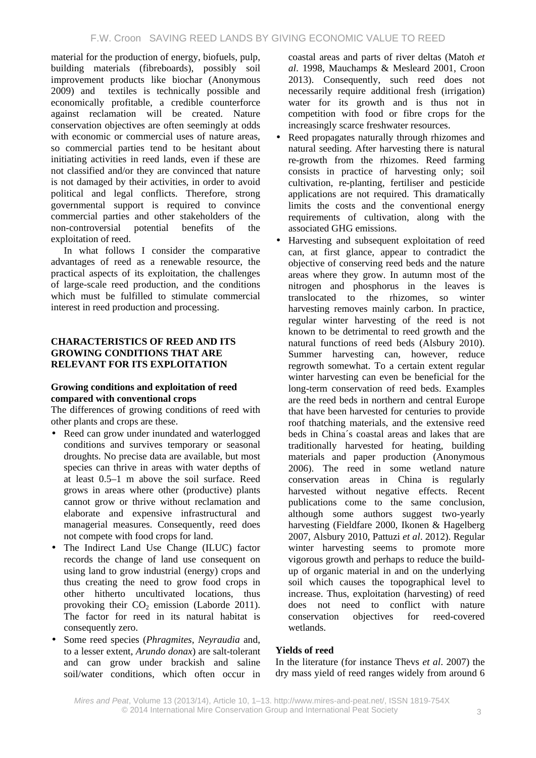material for the production of energy, biofuels, pulp, building materials (fibreboards), possibly soil improvement products like biochar (Anonymous 2009) and textiles is technically possible and economically profitable, a credible counterforce against reclamation will be created. Nature conservation objectives are often seemingly at odds with economic or commercial uses of nature areas, so commercial parties tend to be hesitant about initiating activities in reed lands, even if these are not classified and/or they are convinced that nature is not damaged by their activities, in order to avoid political and legal conflicts. Therefore, strong governmental support is required to convince commercial parties and other stakeholders of the non-controversial potential benefits of the exploitation of reed.

In what follows I consider the comparative advantages of reed as a renewable resource, the practical aspects of its exploitation, the challenges of large-scale reed production, and the conditions which must be fulfilled to stimulate commercial interest in reed production and processing.

## CHARACTERISTICS OF REED AND ITS GROWING CONDITIONS THAT ARE RELEVANT FOR ITS EXPLOITATION

### Growing conditions and exploitation of reed compared with conventional crops

The differences of growing conditions of reed with other plants and crops are these.

- Reed can grow under inundated and waterlogged conditions and survives temporary or seasonal droughts. No precise data are available, but most species can thrive in areas with water depths of at least 0.5–1 m above the soil surface. Reed grows in areas where other (productive) plants cannot grow or thrive without reclamation and elaborate and expensive infrastructural and managerial measures. Consequently, reed does not compete with food crops for land.
- The Indirect Land Use Change (ILUC) factor records the change of land use consequent on using land to grow industrial (energy) crops and thus creating the need to grow food crops in other hitherto uncultivated locations, thus provoking their $CO_2$ emission (Laborde 2011). The factor for reed in its natural habitat is consequently zero.
- Some reed species (*Phragmites*, *Neyraudia* and, to a lesser extent, *Arundo donax*) are salt-tolerant and can grow under brackish and saline soil/water conditions, which often occur in coastal areas and parts of river deltas (Matoh *et al*. 1998, Mauchamps & Mesleard 2001, Croon 2013). Consequently, such reed does not necessarily require additional fresh (irrigation) water for its growth and is thus not in competition with food or fibre crops for the increasingly scarce freshwater resources.
- Reed propagates naturally through rhizomes and natural seeding. After harvesting there is natural re-growth from the rhizomes. Reed farming consists in practice of harvesting only; soil cultivation, re-planting, fertiliser and pesticide applications are not required. This dramatically limits the costs and the conventional energy requirements of cultivation, along with the associated GHG emissions.
- Harvesting and subsequent exploitation of reed can, at first glance, appear to contradict the objective of conserving reed beds and the nature areas where they grow. In autumn most of the nitrogen and phosphorus in the leaves is translocated to the rhizomes, so winter harvesting removes mainly carbon. In practice, regular winter harvesting of the reed is not known to be detrimental to reed growth and the natural functions of reed beds (Alsbury 2010). Summer harvesting can, however, reduce regrowth somewhat. To a certain extent regular winter harvesting can even be beneficial for the long-term conservation of reed beds. Examples are the reed beds in northern and central Europe that have been harvested for centuries to provide roof thatching materials, and the extensive reed beds in China´s coastal areas and lakes that are traditionally harvested for heating, building materials and paper production (Anonymous 2006). The reed in some wetland nature conservation areas in China is regularly harvested without negative effects. Recent publications come to the same conclusion, although some authors suggest two-yearly harvesting (Fieldfare 2000, Ikonen & Hagelberg 2007, Alsbury 2010, Pattuzi *et al*. 2012). Regular winter harvesting seems to promote more vigorous growth and perhaps to reduce the build-up of organic material in and on the underlying soil which causes the topographical level to increase. Thus, exploitation (harvesting) of reed does not need to conflict with nature conservation objectives for reed-covered wetlands.

### Yields of reed

In the literature (for instance Thevs *et al*. 2007) the dry mass yield of reed ranges widely from around 6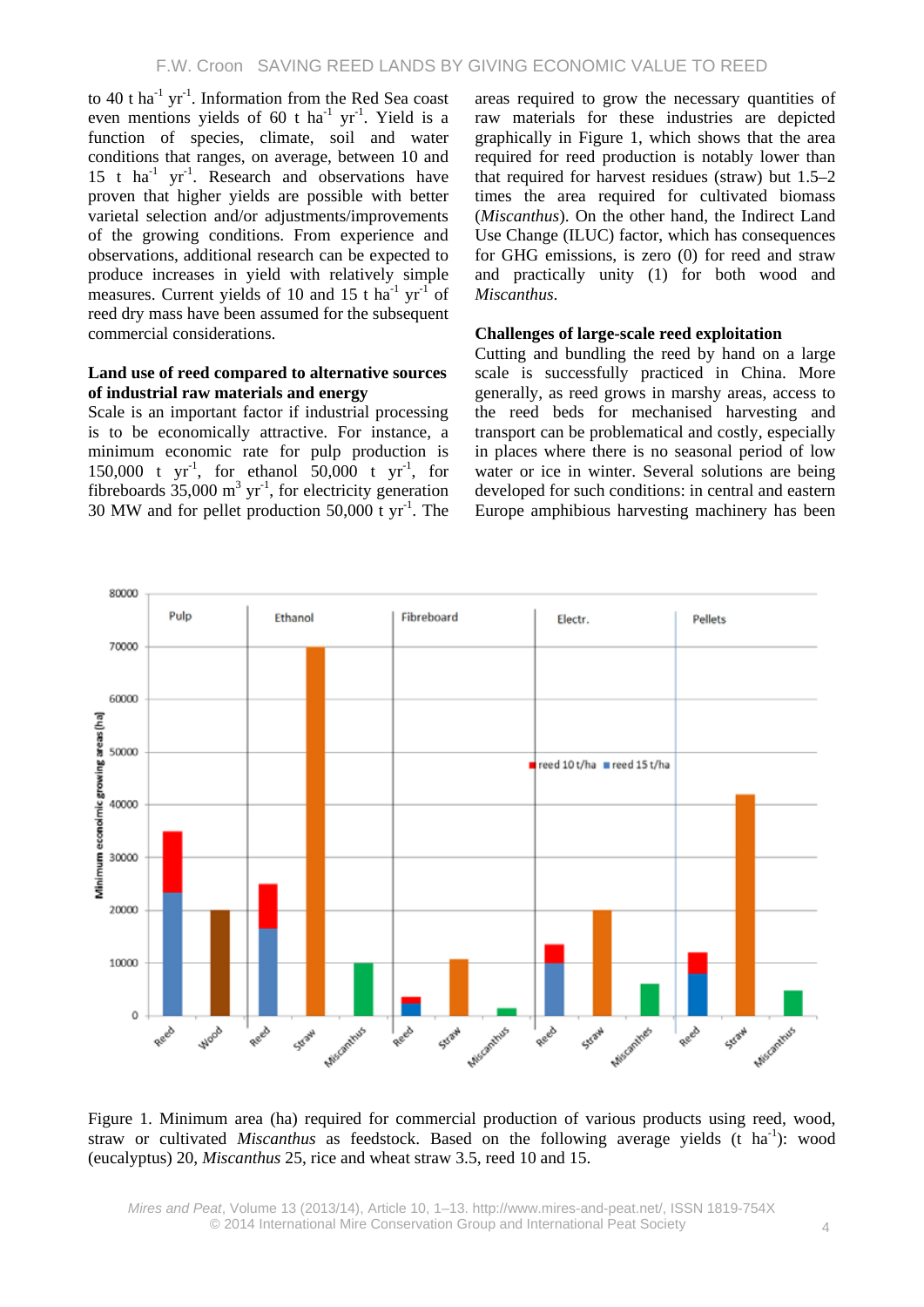to 40 t ha$^{-1}$ yr$^{-1}$. Information from the Red Sea coast even mentions yields of 60 t ha$^{-1}$ yr$^{-1}$. Yield is a function of species, climate, soil and water conditions that ranges, on average, between 10 and 15 t ha$^{-1}$ yr$^{-1}$. Research and observations have proven that higher yields are possible with better varietal selection and/or adjustments/improvements of the growing conditions. From experience and observations, additional research can be expected to produce increases in yield with relatively simple measures. Current yields of 10 and 15 t ha$^{-1}$ yr$^{-1}$ of reed dry mass have been assumed for the subsequent commercial considerations.

**Land use of reed compared to alternative sources of industrial raw materials and energy**

Scale is an important factor if industrial processing is to be economically attractive. For instance, a minimum economic rate for pulp production is 150,000 t yr$^{-1}$, for ethanol 50,000 t yr$^{-1}$, for fibreboards 35,000 m$^3$ yr$^{-1}$, for electricity generation 30 MW and for pellet production 50,000 t yr$^{-1}$. The areas required to grow the necessary quantities of raw materials for these industries are depicted graphically in Figure 1, which shows that the area required for reed production is notably lower than that required for harvest residues (straw) but 1.5–2 times the area required for cultivated biomass (*Miscanthus*). On the other hand, the Indirect Land Use Change (ILUC) factor, which has consequences for GHG emissions, is zero (0) for reed and straw and practically unity (1) for both wood and *Miscanthus*.

**Challenges of large-scale reed exploitation**

Cutting and bundling the reed by hand on a large scale is successfully practiced in China. More generally, as reed grows in marshy areas, access to the reed beds for mechanised harvesting and transport can be problematical and costly, especially in places where there is no seasonal period of low water or ice in winter. Several solutions are being developed for such conditions: in central and eastern Europe amphibious harvesting machinery has been

Figure 1. Minimum area (ha) required for commercial production of various products using reed, wood, straw or cultivated *Miscanthus* as feedstock. Based on the following average yields (t ha$^{-1}$): wood (eucalyptus) 20, *Miscanthus* 25, rice and wheat straw 3.5, reed 10 and 15.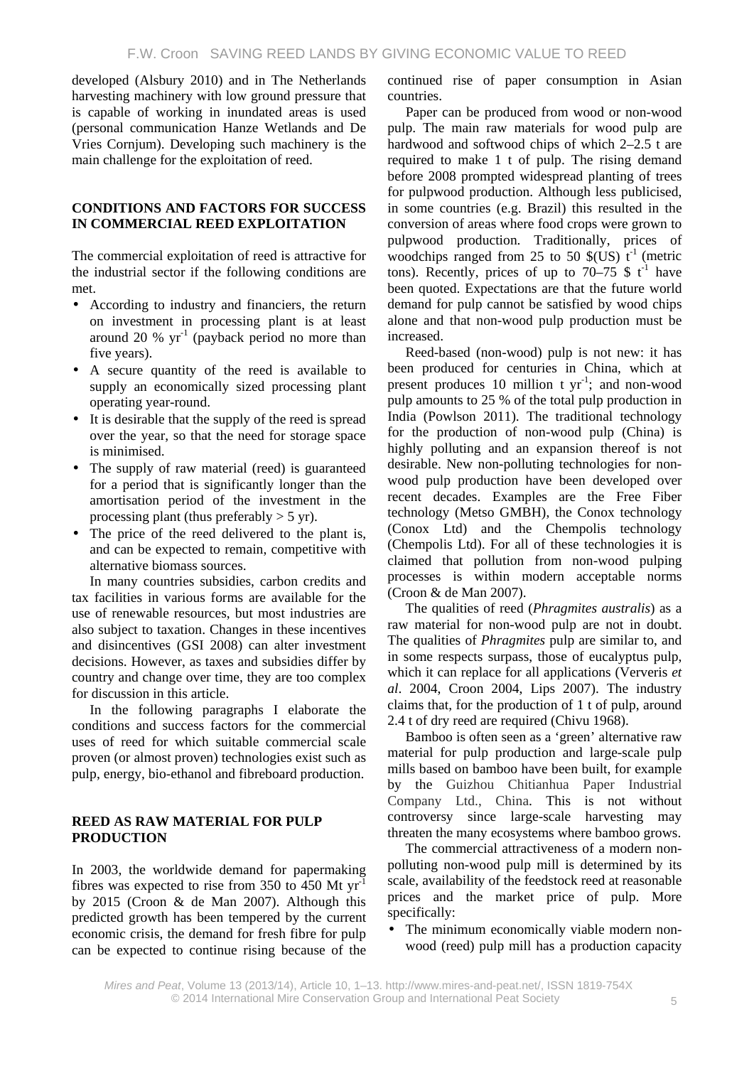developed (Alsbury 2010) and in The Netherlands harvesting machinery with low ground pressure that is capable of working in inundated areas is used (personal communication Hanze Wetlands and De Vries Cornjum). Developing such machinery is the main challenge for the exploitation of reed.

## CONDITIONS AND FACTORS FOR SUCCESS IN COMMERCIAL REED EXPLOITATION

The commercial exploitation of reed is attractive for the industrial sector if the following conditions are met.

- According to industry and financiers, the return on investment in processing plant is at least around 20 % $yr^{-1}$ (payback period no more than five years).
- A secure quantity of the reed is available to supply an economically sized processing plant operating year-round.
- It is desirable that the supply of the reed is spread over the year, so that the need for storage space is minimised.
- The supply of raw material (reed) is guaranteed for a period that is significantly longer than the amortisation period of the investment in the processing plant (thus preferably > 5 yr).
- The price of the reed delivered to the plant is, and can be expected to remain, competitive with alternative biomass sources.

In many countries subsidies, carbon credits and tax facilities in various forms are available for the use of renewable resources, but most industries are also subject to taxation. Changes in these incentives and disincentives (GSI 2008) can alter investment decisions. However, as taxes and subsidies differ by country and change over time, they are too complex for discussion in this article.

In the following paragraphs I elaborate the conditions and success factors for the commercial uses of reed for which suitable commercial scale proven (or almost proven) technologies exist such as pulp, energy, bio-ethanol and fibreboard production.

## REED AS RAW MATERIAL FOR PULP PRODUCTION

In 2003, the worldwide demand for papermaking fibres was expected to rise from 350 to 450 Mt $yr^{-1}$ by 2015 (Croon & de Man 2007). Although this predicted growth has been tempered by the current economic crisis, the demand for fresh fibre for pulp can be expected to continue rising because of the continued rise of paper consumption in Asian countries.

Paper can be produced from wood or non-wood pulp. The main raw materials for wood pulp are hardwood and softwood chips of which 2–2.5 t are required to make 1 t of pulp. The rising demand before 2008 prompted widespread planting of trees for pulpwood production. Although less publicised, in some countries (e.g. Brazil) this resulted in the conversion of areas where food crops were grown to pulpwood production. Traditionally, prices of woodchips ranged from 25 to 50 \$(US) $t^{-1}$ (metric tons). Recently, prices of up to 70–75 \$ $t^{-1}$ have been quoted. Expectations are that the future world demand for pulp cannot be satisfied by wood chips alone and that non-wood pulp production must be increased.

Reed-based (non-wood) pulp is not new: it has been produced for centuries in China, which at present produces 10 million t $yr^{-1}$; and non-wood pulp amounts to 25 % of the total pulp production in India (Powlson 2011). The traditional technology for the production of non-wood pulp (China) is highly polluting and an expansion thereof is not desirable. New non-polluting technologies for non-wood pulp production have been developed over recent decades. Examples are the Free Fiber technology (Metso GMBH), the Conox technology (Conox Ltd) and the Chempolis technology (Chempolis Ltd). For all of these technologies it is claimed that pollution from non-wood pulping processes is within modern acceptable norms (Croon & de Man 2007).

The qualities of reed (*Phragmites australis*) as a raw material for non-wood pulp are not in doubt. The qualities of *Phragmites* pulp are similar to, and in some respects surpass, those of eucalyptus pulp, which it can replace for all applications (Ververis *et al*. 2004, Croon 2004, Lips 2007). The industry claims that, for the production of 1 t of pulp, around 2.4 t of dry reed are required (Chivu 1968).

Bamboo is often seen as a 'green' alternative raw material for pulp production and large-scale pulp mills based on bamboo have been built, for example by the Guizhou Chitianhua Paper Industrial Company Ltd., China. This is not without controversy since large-scale harvesting may threaten the many ecosystems where bamboo grows.

The commercial attractiveness of a modern non-polluting non-wood pulp mill is determined by its scale, availability of the feedstock reed at reasonable prices and the market price of pulp. More specifically:

- The minimum economically viable modern non-wood (reed) pulp mill has a production capacity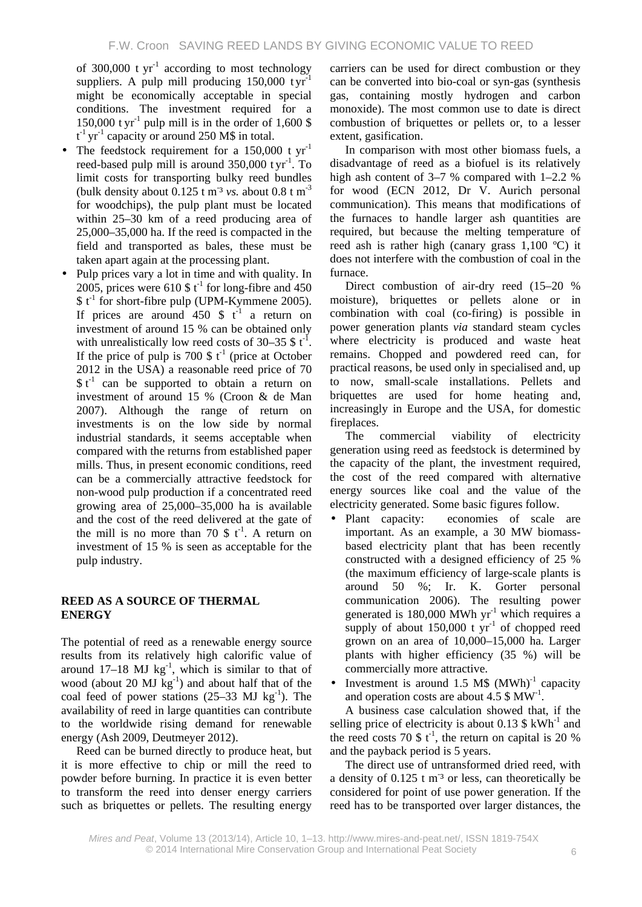of 300,000 t $yr^{-1}$ according to most technology suppliers. A pulp mill producing 150,000 t $yr^{-1}$ might be economically acceptable in special conditions. The investment required for a 150,000 t $yr^{-1}$ pulp mill is in the order of 1,600 \$ $t^{-1}$ $yr^{-1}$ capacity or around 250 M\$ in total.

- The feedstock requirement for a 150,000 t $yr^{-1}$ reed-based pulp mill is around 350,000 t $yr^{-1}$. To limit costs for transporting bulky reed bundles (bulk density about 0.125 t $m^{-3}$ *vs.* about 0.8 t $m^{-3}$ for woodchips), the pulp plant must be located within 25–30 km of a reed producing area of 25,000–35,000 ha. If the reed is compacted in the field and transported as bales, these must be taken apart again at the processing plant.
- Pulp prices vary a lot in time and with quality. In 2005, prices were 610 \$ $t^{-1}$ for long-fibre and 450 \$ $t^{-1}$ for short-fibre pulp (UPM-Kymmene 2005). If prices are around 450 \$ $t^{-1}$ a return on investment of around 15 % can be obtained only with unrealistically low reed costs of 30–35 \$ $t^{-1}$. If the price of pulp is 700 \$ $t^{-1}$ (price at October 2012 in the USA) a reasonable reed price of 70 \$ $t^{-1}$ can be supported to obtain a return on investment of around 15 % (Croon & de Man 2007). Although the range of return on investments is on the low side by normal industrial standards, it seems acceptable when compared with the returns from established paper mills. Thus, in present economic conditions, reed can be a commercially attractive feedstock for non-wood pulp production if a concentrated reed growing area of 25,000–35,000 ha is available and the cost of the reed delivered at the gate of the mill is no more than 70 \$ $t^{-1}$. A return on investment of 15 % is seen as acceptable for the pulp industry.

## REED AS A SOURCE OF THERMAL ENERGY

The potential of reed as a renewable energy source results from its relatively high calorific value of around 17–18 MJ $kg^{-1}$, which is similar to that of wood (about 20 MJ $kg^{-1}$) and about half that of the coal feed of power stations (25–33 MJ $kg^{-1}$). The availability of reed in large quantities can contribute to the worldwide rising demand for renewable energy (Ash 2009, Deutmeyer 2012).

Reed can be burned directly to produce heat, but it is more effective to chip or mill the reed to powder before burning. In practice it is even better to transform the reed into denser energy carriers such as briquettes or pellets. The resulting energy carriers can be used for direct combustion or they can be converted into bio-coal or syn-gas (synthesis gas, containing mostly hydrogen and carbon monoxide). The most common use to date is direct combustion of briquettes or pellets or, to a lesser extent, gasification.

In comparison with most other biomass fuels, a disadvantage of reed as a biofuel is its relatively high ash content of 3–7 % compared with 1–2.2 % for wood (ECN 2012, Dr V. Aurich personal communication). This means that modifications of the furnaces to handle larger ash quantities are required, but because the melting temperature of reed ash is rather high (canary grass 1,100 ºC) it does not interfere with the combustion of coal in the furnace.

Direct combustion of air-dry reed (15–20 % moisture), briquettes or pellets alone or in combination with coal (co-firing) is possible in power generation plants *via* standard steam cycles where electricity is produced and waste heat remains. Chopped and powdered reed can, for practical reasons, be used only in specialised and, up to now, small-scale installations. Pellets and briquettes are used for home heating and, increasingly in Europe and the USA, for domestic fireplaces.

The commercial viability of electricity generation using reed as feedstock is determined by the capacity of the plant, the investment required, the cost of the reed compared with alternative energy sources like coal and the value of the electricity generated. Some basic figures follow.

- Plant capacity: economies of scale are important. As an example, a 30 MW biomass-based electricity plant that has been recently constructed with a designed efficiency of 25 % (the maximum efficiency of large-scale plants is around 50 %; Ir. K. Gorter personal communication 2006). The resulting power generated is 180,000 MWh $yr^{-1}$ which requires a supply of about 150,000 t $yr^{-1}$ of chopped reed grown on an area of 10,000–15,000 ha. Larger plants with higher efficiency (35 %) will be commercially more attractive.
- Investment is around 1.5 M\$ $(MWh)^{-1}$ capacity and operation costs are about 4.5 \$ $MW^{-1}$.

A business case calculation showed that, if the selling price of electricity is about 0.13 \$ $kWh^{-1}$ and the reed costs 70 \$ $t^{-1}$, the return on capital is 20 % and the payback period is 5 years.

The direct use of untransformed dried reed, with a density of 0.125 t $m^{-3}$ or less, can theoretically be considered for point of use power generation. If the reed has to be transported over larger distances, the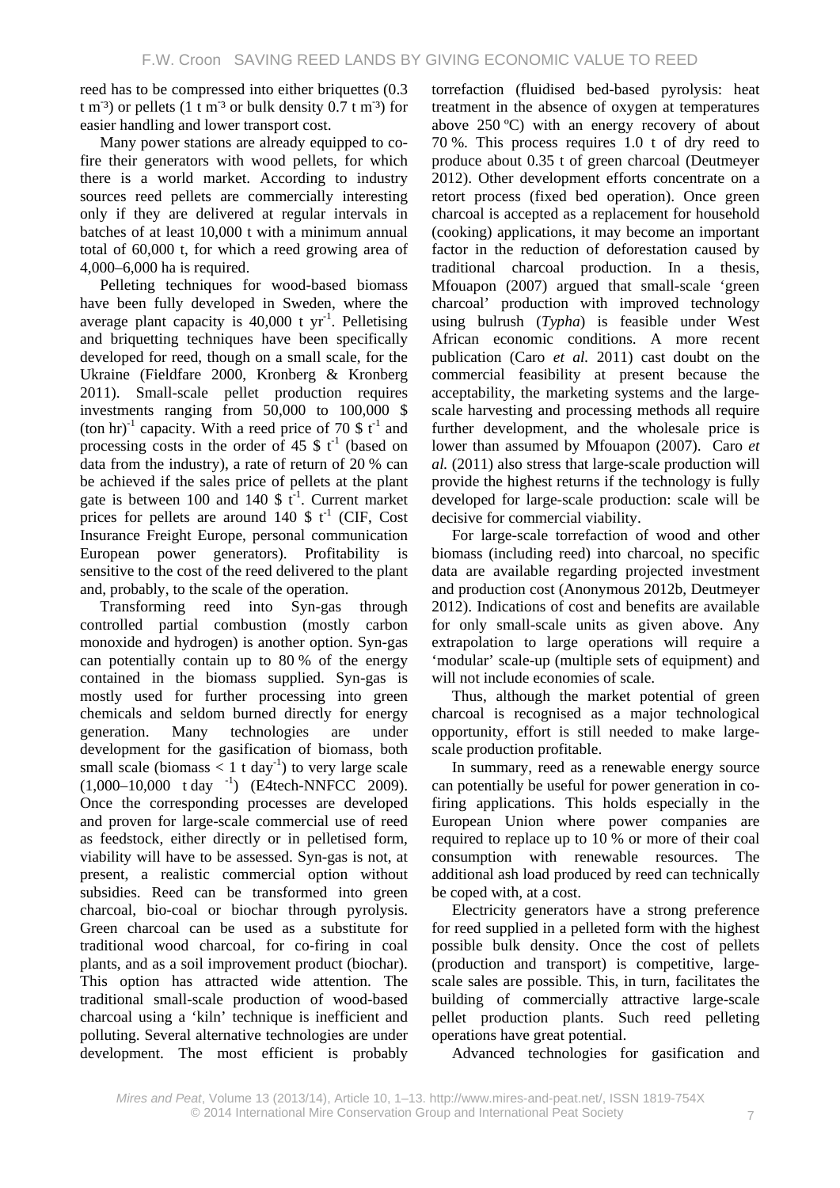reed has to be compressed into either briquettes (0.3 t $m^{-3}$) or pellets (1 t $m^{-3}$ or bulk density 0.7 t $m^{-3}$) for easier handling and lower transport cost.

Many power stations are already equipped to co-fire their generators with wood pellets, for which there is a world market. According to industry sources reed pellets are commercially interesting only if they are delivered at regular intervals in batches of at least 10,000 t with a minimum annual total of 60,000 t, for which a reed growing area of 4,000–6,000 ha is required.

Pelleting techniques for wood-based biomass have been fully developed in Sweden, where the average plant capacity is 40,000 t $yr^{-1}$. Pelletising and briquetting techniques have been specifically developed for reed, though on a small scale, for the Ukraine (Fieldfare 2000, Kronberg & Kronberg 2011). Small-scale pellet production requires investments ranging from 50,000 to 100,000 \$ (ton hr)$^{-1}$ capacity. With a reed price of 70 \$ $t^{-1}$ and processing costs in the order of 45 \$ $t^{-1}$ (based on data from the industry), a rate of return of 20 % can be achieved if the sales price of pellets at the plant gate is between 100 and 140 \$ $t^{-1}$. Current market prices for pellets are around 140 \$ $t^{-1}$ (CIF, Cost Insurance Freight Europe, personal communication European power generators). Profitability is sensitive to the cost of the reed delivered to the plant and, probably, to the scale of the operation.

Transforming reed into Syn-gas through controlled partial combustion (mostly carbon monoxide and hydrogen) is another option. Syn-gas can potentially contain up to 80 % of the energy contained in the biomass supplied. Syn-gas is mostly used for further processing into green chemicals and seldom burned directly for energy generation. Many technologies are under development for the gasification of biomass, both small scale (biomass < 1 t $day^{-1}$) to very large scale (1,000–10,000 t $day^{-1}$) (E4tech-NNFCC 2009). Once the corresponding processes are developed and proven for large-scale commercial use of reed as feedstock, either directly or in pelletised form, viability will have to be assessed. Syn-gas is not, at present, a realistic commercial option without subsidies. Reed can be transformed into green charcoal, bio-coal or biochar through pyrolysis. Green charcoal can be used as a substitute for traditional wood charcoal, for co-firing in coal plants, and as a soil improvement product (biochar). This option has attracted wide attention. The traditional small-scale production of wood-based charcoal using a 'kiln' technique is inefficient and polluting. Several alternative technologies are under development. The most efficient is probably torrefaction (fluidised bed-based pyrolysis: heat treatment in the absence of oxygen at temperatures above 250 ºC) with an energy recovery of about 70 %. This process requires 1.0 t of dry reed to produce about 0.35 t of green charcoal (Deutmeyer 2012). Other development efforts concentrate on a retort process (fixed bed operation). Once green charcoal is accepted as a replacement for household (cooking) applications, it may become an important factor in the reduction of deforestation caused by traditional charcoal production. In a thesis, Mfouapon (2007) argued that small-scale 'green charcoal' production with improved technology using bulrush (*Typha*) is feasible under West African economic conditions. A more recent publication (Caro *et al.* 2011) cast doubt on the commercial feasibility at present because the acceptability, the marketing systems and the large-scale harvesting and processing methods all require further development, and the wholesale price is lower than assumed by Mfouapon (2007). Caro *et al.* (2011) also stress that large-scale production will provide the highest returns if the technology is fully developed for large-scale production: scale will be decisive for commercial viability.

For large-scale torrefaction of wood and other biomass (including reed) into charcoal, no specific data are available regarding projected investment and production cost (Anonymous 2012b, Deutmeyer 2012). Indications of cost and benefits are available for only small-scale units as given above. Any extrapolation to large operations will require a 'modular' scale-up (multiple sets of equipment) and will not include economies of scale.

Thus, although the market potential of green charcoal is recognised as a major technological opportunity, effort is still needed to make large-scale production profitable.

In summary, reed as a renewable energy source can potentially be useful for power generation in co-firing applications. This holds especially in the European Union where power companies are required to replace up to 10 % or more of their coal consumption with renewable resources. The additional ash load produced by reed can technically be coped with, at a cost.

Electricity generators have a strong preference for reed supplied in a pelleted form with the highest possible bulk density. Once the cost of pellets (production and transport) is competitive, large-scale sales are possible. This, in turn, facilitates the building of commercially attractive large-scale pellet production plants. Such reed pelleting operations have great potential.

Advanced technologies for gasification and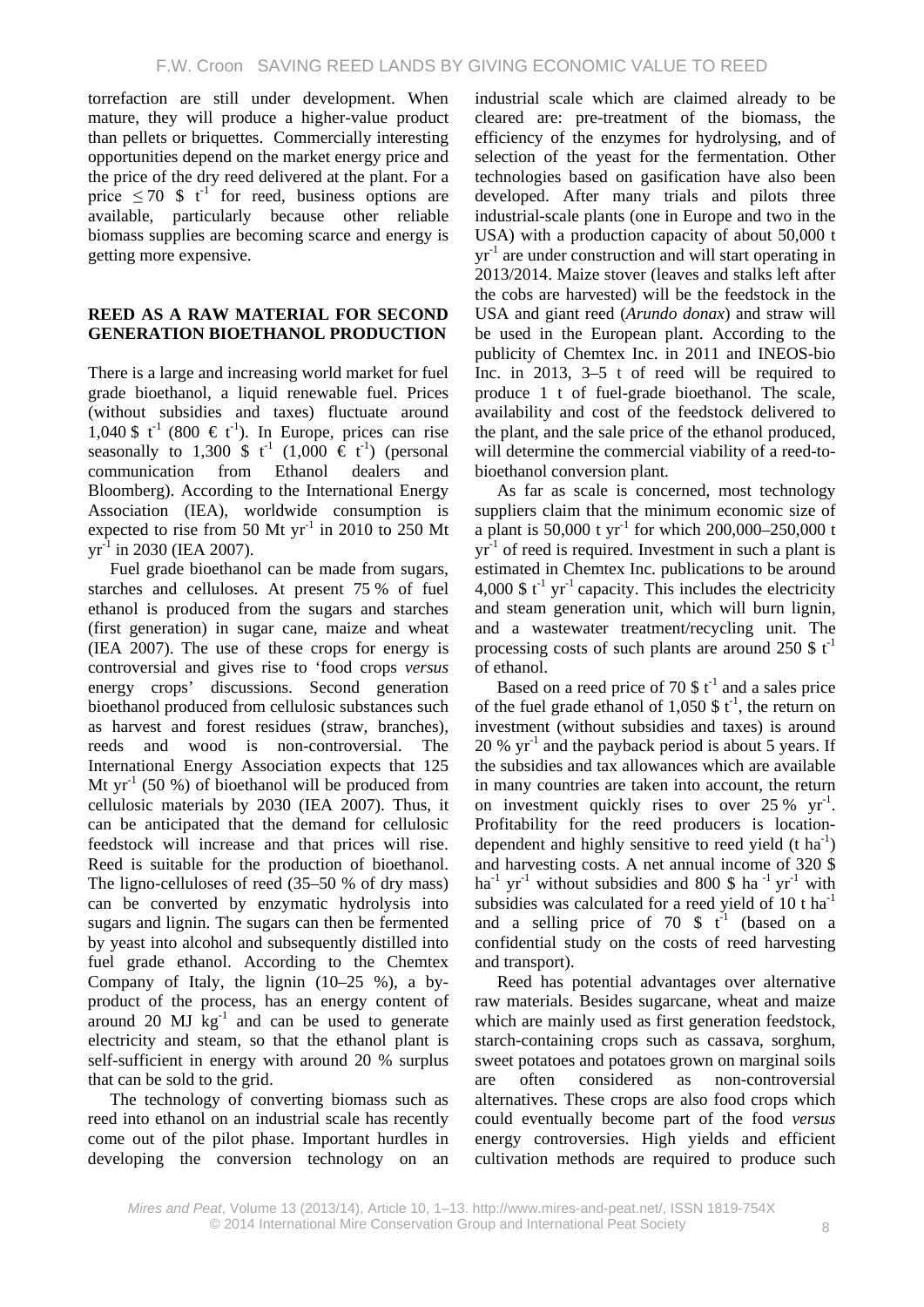torrefaction are still under development. When mature, they will produce a higher-value product than pellets or briquettes. Commercially interesting opportunities depend on the market energy price and the price of the dry reed delivered at the plant. For a price $\leq 70$ \$ $t^{-1}$ for reed, business options are available, particularly because other reliable biomass supplies are becoming scarce and energy is getting more expensive.

## REED AS A RAW MATERIAL FOR SECOND GENERATION BIOETHANOL PRODUCTION

There is a large and increasing world market for fuel grade bioethanol, a liquid renewable fuel. Prices (without subsidies and taxes) fluctuate around 1,040 \$ $t^{-1}$ (800 € $t^{-1}$). In Europe, prices can rise seasonally to 1,300 \$ $t^{-1}$ (1,000 € $t^{-1}$) (personal communication from Ethanol dealers and Bloomberg). According to the International Energy Association (IEA), worldwide consumption is expected to rise from 50 Mt $yr^{-1}$ in 2010 to 250 Mt $yr^{-1}$ in 2030 (IEA 2007).

Fuel grade bioethanol can be made from sugars, starches and celluloses. At present 75 % of fuel ethanol is produced from the sugars and starches (first generation) in sugar cane, maize and wheat (IEA 2007). The use of these crops for energy is controversial and gives rise to 'food crops *versus* energy crops' discussions. Second generation bioethanol produced from cellulosic substances such as harvest and forest residues (straw, branches), reeds and wood is non-controversial. The International Energy Association expects that 125 Mt $yr^{-1}$ (50 %) of bioethanol will be produced from cellulosic materials by 2030 (IEA 2007). Thus, it can be anticipated that the demand for cellulosic feedstock will increase and that prices will rise. Reed is suitable for the production of bioethanol. The ligno-celluloses of reed (35–50 % of dry mass) can be converted by enzymatic hydrolysis into sugars and lignin. The sugars can then be fermented by yeast into alcohol and subsequently distilled into fuel grade ethanol. According to the Chemtex Company of Italy, the lignin (10–25 %), a by-product of the process, has an energy content of around 20 MJ $kg^{-1}$ and can be used to generate electricity and steam, so that the ethanol plant is self-sufficient in energy with around 20 % surplus that can be sold to the grid.

The technology of converting biomass such as reed into ethanol on an industrial scale has recently come out of the pilot phase. Important hurdles in developing the conversion technology on an industrial scale which are claimed already to be cleared are: pre-treatment of the biomass, the efficiency of the enzymes for hydrolysing, and of selection of the yeast for the fermentation. Other technologies based on gasification have also been developed. After many trials and pilots three industrial-scale plants (one in Europe and two in the USA) with a production capacity of about 50,000 t $yr^{-1}$ are under construction and will start operating in 2013/2014. Maize stover (leaves and stalks left after the cobs are harvested) will be the feedstock in the USA and giant reed (*Arundo donax*) and straw will be used in the European plant. According to the publicity of Chemtex Inc. in 2011 and INEOS-bio Inc. in 2013, 3–5 t of reed will be required to produce 1 t of fuel-grade bioethanol. The scale, availability and cost of the feedstock delivered to the plant, and the sale price of the ethanol produced, will determine the commercial viability of a reed-to-bioethanol conversion plant.

As far as scale is concerned, most technology suppliers claim that the minimum economic size of a plant is 50,000 t $yr^{-1}$ for which 200,000–250,000 t $yr^{-1}$ of reed is required. Investment in such a plant is estimated in Chemtex Inc. publications to be around 4,000 \$ $t^{-1}$ $yr^{-1}$ capacity. This includes the electricity and steam generation unit, which will burn lignin, and a wastewater treatment/recycling unit. The processing costs of such plants are around 250 \$ $t^{-1}$ of ethanol.

Based on a reed price of 70 \$ $t^{-1}$ and a sales price of the fuel grade ethanol of 1,050 \$ $t^{-1}$, the return on investment (without subsidies and taxes) is around 20 % $yr^{-1}$ and the payback period is about 5 years. If the subsidies and tax allowances which are available in many countries are taken into account, the return on investment quickly rises to over 25 % $yr^{-1}$. Profitability for the reed producers is location-dependent and highly sensitive to reed yield (t $ha^{-1}$) and harvesting costs. A net annual income of 320 \$ $ha^{-1}$ $yr^{-1}$ without subsidies and 800 \$ $ha^{-1}$ $yr^{-1}$ with subsidies was calculated for a reed yield of 10 t $ha^{-1}$ and a selling price of 70 \$ $t^{-1}$ (based on a confidential study on the costs of reed harvesting and transport).

Reed has potential advantages over alternative raw materials. Besides sugarcane, wheat and maize which are mainly used as first generation feedstock, starch-containing crops such as cassava, sorghum, sweet potatoes and potatoes grown on marginal soils are often considered as non-controversial alternatives. These crops are also food crops which could eventually become part of the food *versus* energy controversies. High yields and efficient cultivation methods are required to produce such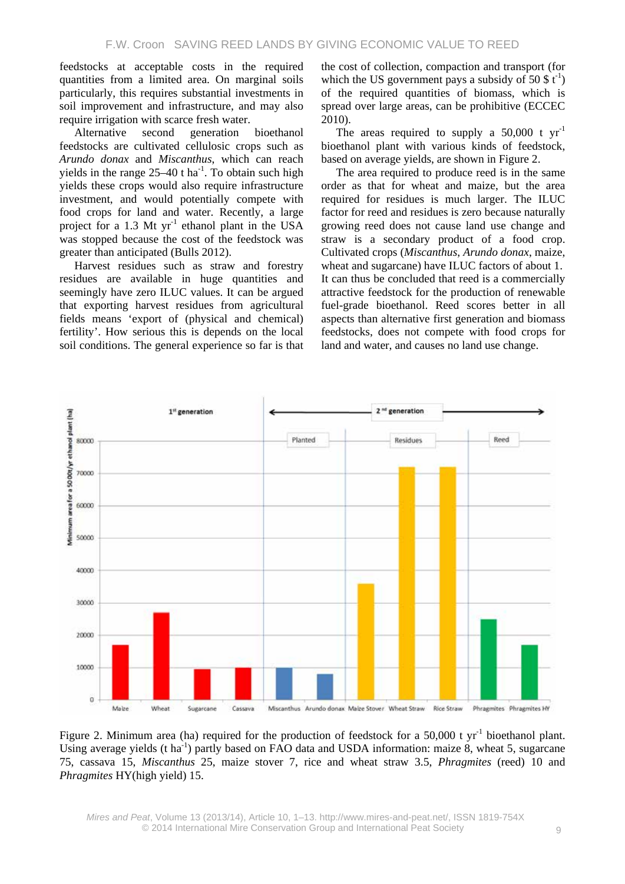feedstocks at acceptable costs in the required quantities from a limited area. On marginal soils particularly, this requires substantial investments in soil improvement and infrastructure, and may also require irrigation with scarce fresh water.

Alternative second generation bioethanol feedstocks are cultivated cellulosic crops such as *Arundo donax* and *Miscanthus*, which can reach yields in the range 25–40 t $ha^{-1}$. To obtain such high yields these crops would also require infrastructure investment, and would potentially compete with food crops for land and water. Recently, a large project for a 1.3 Mt $yr^{-1}$ ethanol plant in the USA was stopped because the cost of the feedstock was greater than anticipated (Bulls 2012).

Harvest residues such as straw and forestry residues are available in huge quantities and seemingly have zero ILUC values. It can be argued that exporting harvest residues from agricultural fields means 'export of (physical and chemical) fertility'. How serious this is depends on the local soil conditions. The general experience so far is that the cost of collection, compaction and transport (for which the US government pays a subsidy of 50 \$ $t^{-1}$) of the required quantities of biomass, which is spread over large areas, can be prohibitive (ECCEC 2010).

The areas required to supply a 50,000 t $yr^{-1}$ bioethanol plant with various kinds of feedstock, based on average yields, are shown in Figure 2.

The area required to produce reed is in the same order as that for wheat and maize, but the area required for residues is much larger. The ILUC factor for reed and residues is zero because naturally growing reed does not cause land use change and straw is a secondary product of a food crop. Cultivated crops (*Miscanthus*, *Arundo donax*, maize, wheat and sugarcane) have ILUC factors of about 1. It can thus be concluded that reed is a commercially attractive feedstock for the production of renewable fuel-grade bioethanol. Reed scores better in all aspects than alternative first generation and biomass feedstocks, does not compete with food crops for land and water, and causes no land use change.

Figure 2. Minimum area (ha) required for the production of feedstock for a 50,000 t $yr^{-1}$ bioethanol plant. Using average yields (t $ha^{-1}$) partly based on FAO data and USDA information: maize 8, wheat 5, sugarcane 75, cassava 15, *Miscanthus* 25, maize stover 7, rice and wheat straw 3.5, *Phragmites* (reed) 10 and *Phragmites* HY(high yield) 15.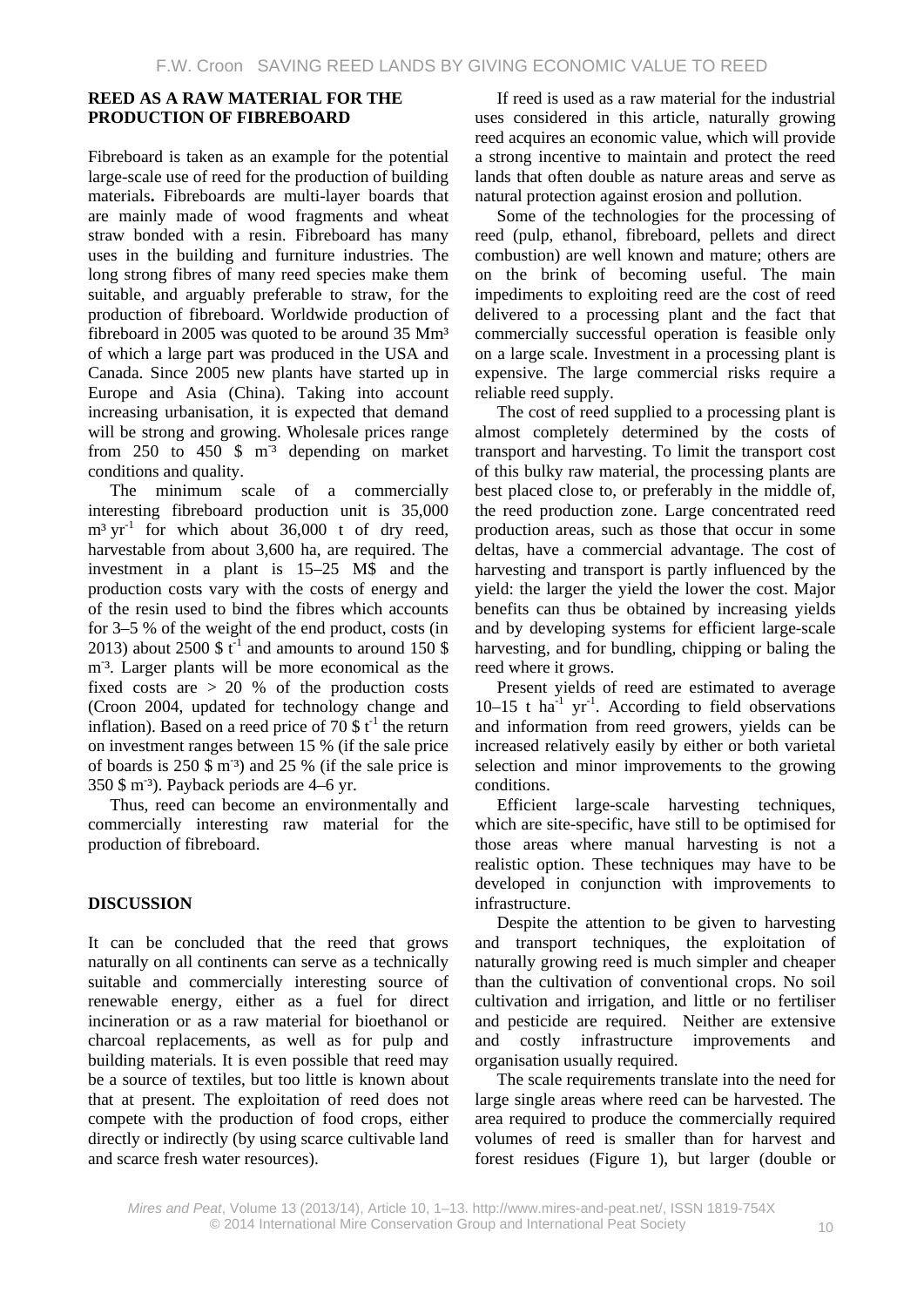## REED AS A RAW MATERIAL FOR THE PRODUCTION OF FIBREBOARD

Fibreboard is taken as an example for the potential large-scale use of reed for the production of building materials**.** Fibreboards are multi-layer boards that are mainly made of wood fragments and wheat straw bonded with a resin. Fibreboard has many uses in the building and furniture industries. The long strong fibres of many reed species make them suitable, and arguably preferable to straw, for the production of fibreboard. Worldwide production of fibreboard in 2005 was quoted to be around 35 $Mm^3$ of which a large part was produced in the USA and Canada. Since 2005 new plants have started up in Europe and Asia (China). Taking into account increasing urbanisation, it is expected that demand will be strong and growing. Wholesale prices range from 250 to 450 $ $m^{-3}$ depending on market conditions and quality.

The minimum scale of a commercially interesting fibreboard production unit is 35,000 $m^3$ $yr^{-1}$ for which about 36,000 t of dry reed, harvestable from about 3,600 ha, are required. The investment in a plant is 15–25 M$ and the production costs vary with the costs of energy and of the resin used to bind the fibres which accounts for 3–5 % of the weight of the end product, costs (in 2013) about 2500 $ $t^{-1}$ and amounts to around 150 $ $m^{-3}$. Larger plants will be more economical as the fixed costs are > 20 % of the production costs (Croon 2004, updated for technology change and inflation). Based on a reed price of 70 $ $t^{-1}$ the return on investment ranges between 15 % (if the sale price of boards is 250 $ $m^{-3}$) and 25 % (if the sale price is 350 $ $m^{-3}$). Payback periods are 4–6 yr.

Thus, reed can become an environmentally and commercially interesting raw material for the production of fibreboard.

## DISCUSSION

It can be concluded that the reed that grows naturally on all continents can serve as a technically suitable and commercially interesting source of renewable energy, either as a fuel for direct incineration or as a raw material for bioethanol or charcoal replacements, as well as for pulp and building materials. It is even possible that reed may be a source of textiles, but too little is known about that at present. The exploitation of reed does not compete with the production of food crops, either directly or indirectly (by using scarce cultivable land and scarce fresh water resources).

If reed is used as a raw material for the industrial uses considered in this article, naturally growing reed acquires an economic value, which will provide a strong incentive to maintain and protect the reed lands that often double as nature areas and serve as natural protection against erosion and pollution.

Some of the technologies for the processing of reed (pulp, ethanol, fibreboard, pellets and direct combustion) are well known and mature; others are on the brink of becoming useful. The main impediments to exploiting reed are the cost of reed delivered to a processing plant and the fact that commercially successful operation is feasible only on a large scale. Investment in a processing plant is expensive. The large commercial risks require a reliable reed supply.

The cost of reed supplied to a processing plant is almost completely determined by the costs of transport and harvesting. To limit the transport cost of this bulky raw material, the processing plants are best placed close to, or preferably in the middle of, the reed production zone. Large concentrated reed production areas, such as those that occur in some deltas, have a commercial advantage. The cost of harvesting and transport is partly influenced by the yield: the larger the yield the lower the cost. Major benefits can thus be obtained by increasing yields and by developing systems for efficient large-scale harvesting, and for bundling, chipping or baling the reed where it grows.

Present yields of reed are estimated to average 10–15 t $ha^{-1}$ $yr^{-1}$. According to field observations and information from reed growers, yields can be increased relatively easily by either or both varietal selection and minor improvements to the growing conditions.

Efficient large-scale harvesting techniques, which are site-specific, have still to be optimised for those areas where manual harvesting is not a realistic option. These techniques may have to be developed in conjunction with improvements to infrastructure.

Despite the attention to be given to harvesting and transport techniques, the exploitation of naturally growing reed is much simpler and cheaper than the cultivation of conventional crops. No soil cultivation and irrigation, and little or no fertiliser and pesticide are required. Neither are extensive and costly infrastructure improvements and organisation usually required.

The scale requirements translate into the need for large single areas where reed can be harvested. The area required to produce the commercially required volumes of reed is smaller than for harvest and forest residues (Figure 1), but larger (double or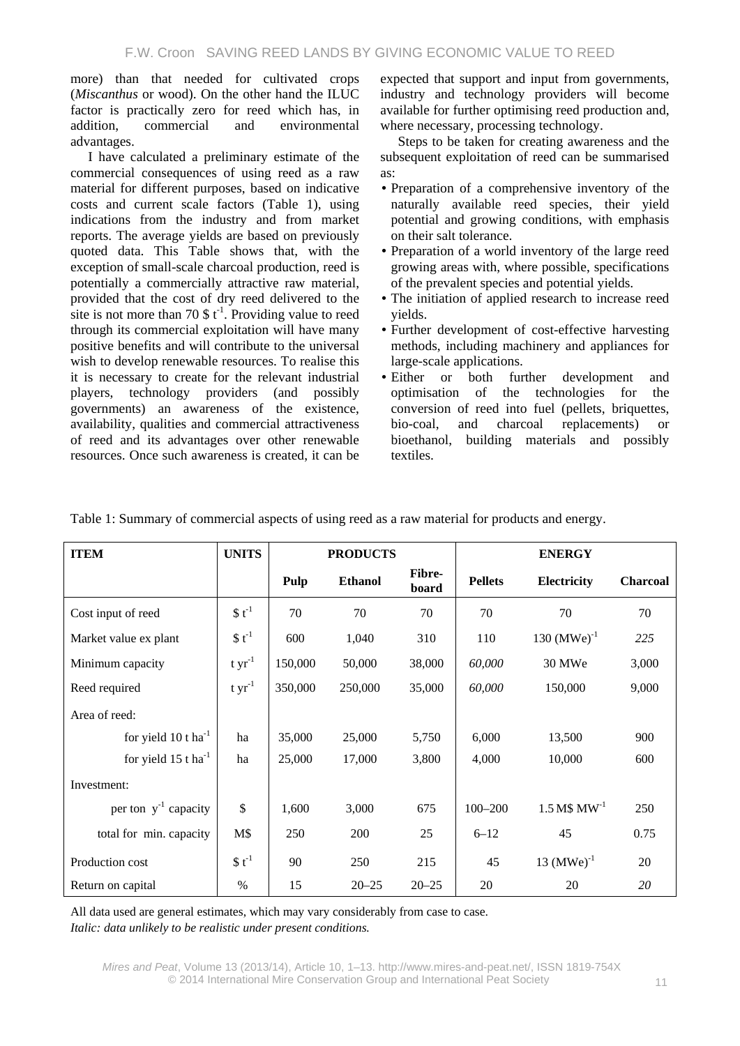more) than that needed for cultivated crops (*Miscanthus* or wood). On the other hand the ILUC factor is practically zero for reed which has, in addition, commercial and environmental advantages.

I have calculated a preliminary estimate of the commercial consequences of using reed as a raw material for different purposes, based on indicative costs and current scale factors (Table 1), using indications from the industry and from market reports. The average yields are based on previously quoted data. This Table shows that, with the exception of small-scale charcoal production, reed is potentially a commercially attractive raw material, provided that the cost of dry reed delivered to the site is not more than 70 $\$ t^{-1}$. Providing value to reed through its commercial exploitation will have many positive benefits and will contribute to the universal wish to develop renewable resources. To realise this it is necessary to create for the relevant industrial players, technology providers (and possibly governments) an awareness of the existence, availability, qualities and commercial attractiveness of reed and its advantages over other renewable resources. Once such awareness is created, it can be expected that support and input from governments, industry and technology providers will become available for further optimising reed production and, where necessary, processing technology.

Steps to be taken for creating awareness and the subsequent exploitation of reed can be summarised as:

- Preparation of a comprehensive inventory of the naturally available reed species, their yield potential and growing conditions, with emphasis on their salt tolerance.
- Preparation of a world inventory of the large reed growing areas with, where possible, specifications of the prevalent species and potential yields.
- The initiation of applied research to increase reed yields.
- Further development of cost-effective harvesting methods, including machinery and appliances for large-scale applications.
- Either or both further development and optimisation of the technologies for the conversion of reed into fuel (pellets, briquettes, bio-coal, and charcoal replacements) or bioethanol, building materials and possibly textiles.

Table 1: Summary of commercial aspects of using reed as a raw material for products and energy.

| **ITEM** | **UNITS** | **PRODUCTS** | | | **ENERGY** | | |
|---|---|---|---|---|---|---|---|
| | | **Pulp** | **Ethanol** | **Fibre-board** | **Pellets** | **Electricity** | **Charcoal** |
| Cost input of reed | $\$ t^{-1}$ | 70 | 70 | 70 | 70 | 70 | 70 |
| Market value ex plant | $\$ t^{-1}$ | 600 | 1,040 | 310 | 110 | 130 $(MWe)^{-1}$ | *225* |
| Minimum capacity | $t\ yr^{-1}$ | 150,000 | 50,000 | 38,000 | *60,000* | 30 MWe | 3,000 |
| Reed required | $t\ yr^{-1}$ | 350,000 | 250,000 | 35,000 | *60,000* | 150,000 | 9,000 |
| Area of reed: | | | | | | | |
| for yield 10 $t\ ha^{-1}$ | ha | 35,000 | 25,000 | 5,750 | 6,000 | 13,500 | 900 |
| for yield 15 $t\ ha^{-1}$ | ha | 25,000 | 17,000 | 3,800 | 4,000 | 10,000 | 600 |
| Investment: | | | | | | | |
| per ton $y^{-1}$ capacity | $ | 1,600 | 3,000 | 675 | 100–200 | 1.5 M$\$$ $MW^{-1}$ | 250 |
| total for min. capacity | M$ | 250 | 200 | 25 | 6–12 | 45 | 0.75 |
| Production cost | $\$ t^{-1}$ | 90 | 250 | 215 | 45 | 13 $(MWe)^{-1}$ | 20 |
| Return on capital | % | 15 | 20–25 | 20–25 | 20 | 20 | *20* |

All data used are general estimates, which may vary considerably from case to case.
*Italic: data unlikely to be realistic under present conditions.*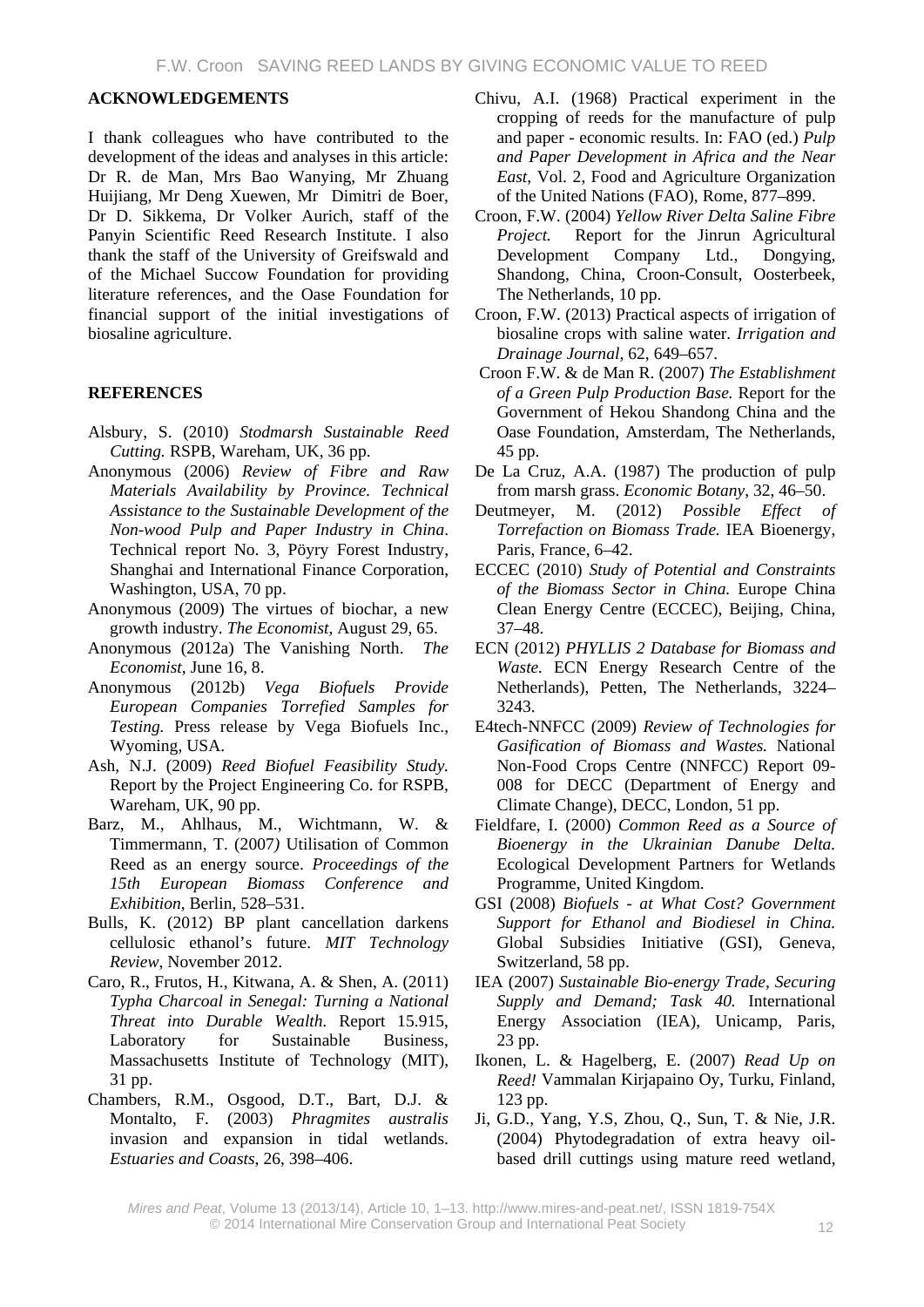## ACKNOWLEDGEMENTS

I thank colleagues who have contributed to the development of the ideas and analyses in this article: Dr R. de Man, Mrs Bao Wanying, Mr Zhuang Huijiang, Mr Deng Xuewen, Mr Dimitri de Boer, Dr D. Sikkema, Dr Volker Aurich, staff of the Panyin Scientific Reed Research Institute. I also thank the staff of the University of Greifswald and of the Michael Succow Foundation for providing literature references, and the Oase Foundation for financial support of the initial investigations of biosaline agriculture.

## REFERENCES

Alsbury, S. (2010) *Stodmarsh Sustainable Reed Cutting.* RSPB, Wareham, UK, 36 pp.

Anonymous (2006) *Review of Fibre and Raw Materials Availability by Province. Technical Assistance to the Sustainable Development of the Non-wood Pulp and Paper Industry in China*. Technical report No. 3, Pöyry Forest Industry, Shanghai and International Finance Corporation, Washington, USA, 70 pp.

Anonymous (2009) The virtues of biochar, a new growth industry. *The Economist*, August 29, 65.

Anonymous (2012a) The Vanishing North. *The Economist,* June 16, 8.

Anonymous (2012b) *Vega Biofuels Provide European Companies Torrefied Samples for Testing.* Press release by Vega Biofuels Inc., Wyoming, USA.

Ash, N.J. (2009) *Reed Biofuel Feasibility Study.* Report by the Project Engineering Co. for RSPB, Wareham, UK, 90 pp.

Barz, M., Ahlhaus, M., Wichtmann, W. & Timmermann, T. (2007*)* Utilisation of Common Reed as an energy source. *Proceedings of the 15th European Biomass Conference and Exhibition*, Berlin, 528–531.

Bulls, K. (2012) BP plant cancellation darkens cellulosic ethanol's future. *MIT Technology Review*, November 2012.

Caro, R., Frutos, H., Kitwana, A. & Shen, A. (2011) *Typha Charcoal in Senegal: Turning a National Threat into Durable Wealth.* Report 15.915, Laboratory for Sustainable Business, Massachusetts Institute of Technology (MIT), 31 pp.

Chambers, R.M., Osgood, D.T., Bart, D.J. & Montalto, F. (2003) *Phragmites australis* invasion and expansion in tidal wetlands. *Estuaries and Coasts*, 26, 398–406.

Chivu, A.I. (1968) Practical experiment in the cropping of reeds for the manufacture of pulp and paper - economic results. In: FAO (ed.) *Pulp and Paper Development in Africa and the Near East*, Vol. 2, Food and Agriculture Organization of the United Nations (FAO), Rome, 877–899.

Croon, F.W. (2004) *Yellow River Delta Saline Fibre Project.* Report for the Jinrun Agricultural Development Company Ltd., Dongying, Shandong, China, Croon-Consult, Oosterbeek, The Netherlands, 10 pp.

Croon, F.W. (2013) Practical aspects of irrigation of biosaline crops with saline water. *Irrigation and Drainage Journal*, 62, 649–657.

Croon F.W. & de Man R. (2007) *The Establishment of a Green Pulp Production Base.* Report for the Government of Hekou Shandong China and the Oase Foundation, Amsterdam, The Netherlands, 45 pp.

De La Cruz, A.A. (1987) The production of pulp from marsh grass. *Economic Botany*, 32, 46–50.

Deutmeyer, M. (2012) *Possible Effect of Torrefaction on Biomass Trade.* IEA Bioenergy, Paris, France, 6–42.

ECCEC (2010) *Study of Potential and Constraints of the Biomass Sector in China.* Europe China Clean Energy Centre (ECCEC), Beijing, China, 37–48.

ECN (2012) *PHYLLIS 2 Database for Biomass and Waste.* ECN Energy Research Centre of the Netherlands), Petten, The Netherlands, 3224–3243.

E4tech-NNFCC (2009) *Review of Technologies for Gasification of Biomass and Wastes.* National Non-Food Crops Centre (NNFCC) Report 09-008 for DECC (Department of Energy and Climate Change), DECC, London, 51 pp.

Fieldfare, I. (2000) *Common Reed as a Source of Bioenergy in the Ukrainian Danube Delta.* Ecological Development Partners for Wetlands Programme, United Kingdom.

GSI (2008) *Biofuels - at What Cost? Government Support for Ethanol and Biodiesel in China.* Global Subsidies Initiative (GSI), Geneva, Switzerland, 58 pp.

IEA (2007) *Sustainable Bio-energy Trade, Securing Supply and Demand; Task 40.* International Energy Association (IEA), Unicamp, Paris, 23 pp.

Ikonen, L. & Hagelberg, E. (2007) *Read Up on Reed!* Vammalan Kirjapaino Oy, Turku, Finland, 123 pp.

Ji, G.D., Yang, Y.S, Zhou, Q., Sun, T. & Nie, J.R. (2004) Phytodegradation of extra heavy oil-based drill cuttings using mature reed wetland,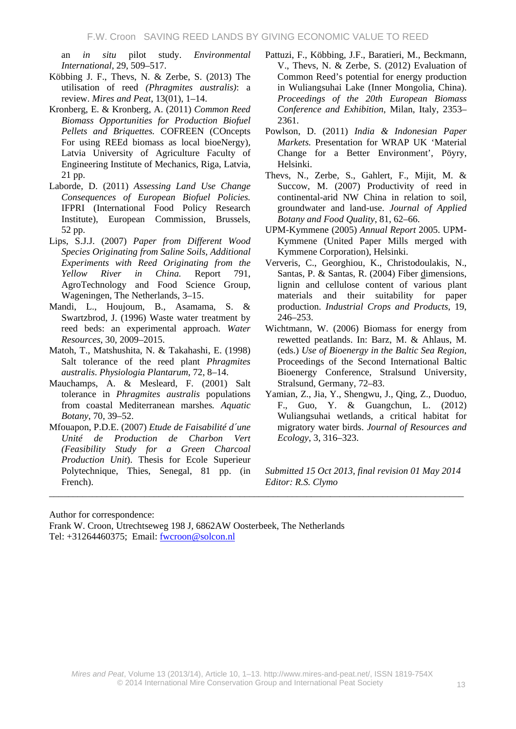an *in situ* pilot study. *Environmental International*, 29, 509–517.

Köbbing J. F., Thevs, N. & Zerbe, S. (2013) The utilisation of reed *(Phragmites australis)*: a review. *Mires and Peat*, 13(01), 1–14.

Kronberg, E. & Kronberg, A. (2011) *Common Reed Biomass Opportunities for Production Biofuel Pellets and Briquettes.* COFREEN (COncepts For using REEd biomass as local bioeNergy), Latvia University of Agriculture Faculty of Engineering Institute of Mechanics, Riga, Latvia, 21 pp.

Laborde, D. (2011) *Assessing Land Use Change Consequences of European Biofuel Policies.* IFPRI (International Food Policy Research Institute), European Commission, Brussels, 52 pp.

Lips, S.J.J. (2007) *Paper from Different Wood Species Originating from Saline Soils, Additional Experiments with Reed Originating from the Yellow River in China.* Report 791, AgroTechnology and Food Science Group, Wageningen, The Netherlands, 3–15.

Mandi, L., Houjoum, B., Asamama, S. & Swartzbrod, J. (1996) Waste water treatment by reed beds: an experimental approach. *Water Resources*, 30, 2009–2015.

Matoh, T., Matshushita, N. & Takahashi, E. (1998) Salt tolerance of the reed plant *Phragmites australis*. *Physiologia Plantarum*, 72, 8–14.

Mauchamps, A. & Mesleard, F. (2001) Salt tolerance in *Phragmites australis* populations from coastal Mediterranean marshes*. Aquatic Botany*, 70, 39–52.

Mfouapon, P.D.E. (2007) *Etude de Faisabilité d´une Unité de Production de Charbon Vert (Feasibility Study for a Green Charcoal Production Unit*). Thesis for Ecole Superieur Polytechnique, Thies, Senegal, 81 pp. (in French).

Pattuzi, F., Köbbing, J.F., Baratieri, M., Beckmann, V., Thevs, N. & Zerbe, S. (2012) Evaluation of Common Reed's potential for energy production in Wuliangsuhai Lake (Inner Mongolia, China). *Proceedings of the 20th European Biomass Conference and Exhibition*, Milan, Italy, 2353–2361.

Powlson, D. (2011) *India & Indonesian Paper Markets.* Presentation for WRAP UK 'Material Change for a Better Environment', Pöyry, Helsinki.

Thevs, N., Zerbe, S., Gahlert, F., Mijit, M. & Succow, M. (2007) Productivity of reed in continental-arid NW China in relation to soil, groundwater and land-use. *Journal of Applied Botany and Food Quality*, 81, 62–66.

UPM-Kymmene (2005) *Annual Report* 2005. UPM-Kymmene (United Paper Mills merged with Kymmene Corporation), Helsinki.

Ververis, C., Georghiou, K., Christodoulakis, N., Santas, P. & Santas, R. (2004) Fiber dimensions, lignin and cellulose content of various plant materials and their suitability for paper production. *Industrial Crops and Products*, 19, 246–253.

Wichtmann, W. (2006) Biomass for energy from rewetted peatlands. In: Barz, M. & Ahlaus, M. (eds.) *Use of Bioenergy in the Baltic Sea Region*, Proceedings of the Second International Baltic Bioenergy Conference, Stralsund University, Stralsund, Germany, 72–83.

Yamian, Z., Jia, Y., Shengwu, J., Qing, Z., Duoduo, F., Guo, Y. & Guangchun, L. (2012) Wuliangsuhai wetlands, a critical habitat for migratory water birds. *Journal of Resources and Ecology*, 3, 316–323.

*Submitted 15 Oct 2013, final revision 01 May 2014*
*Editor: R.S. Clymo*

---

Author for correspondence:
Frank W. Croon, Utrechtseweg 198 J, 6862AW Oosterbeek, The Netherlands
Tel: +31264460375; Email: fwcroon@solcon.nl